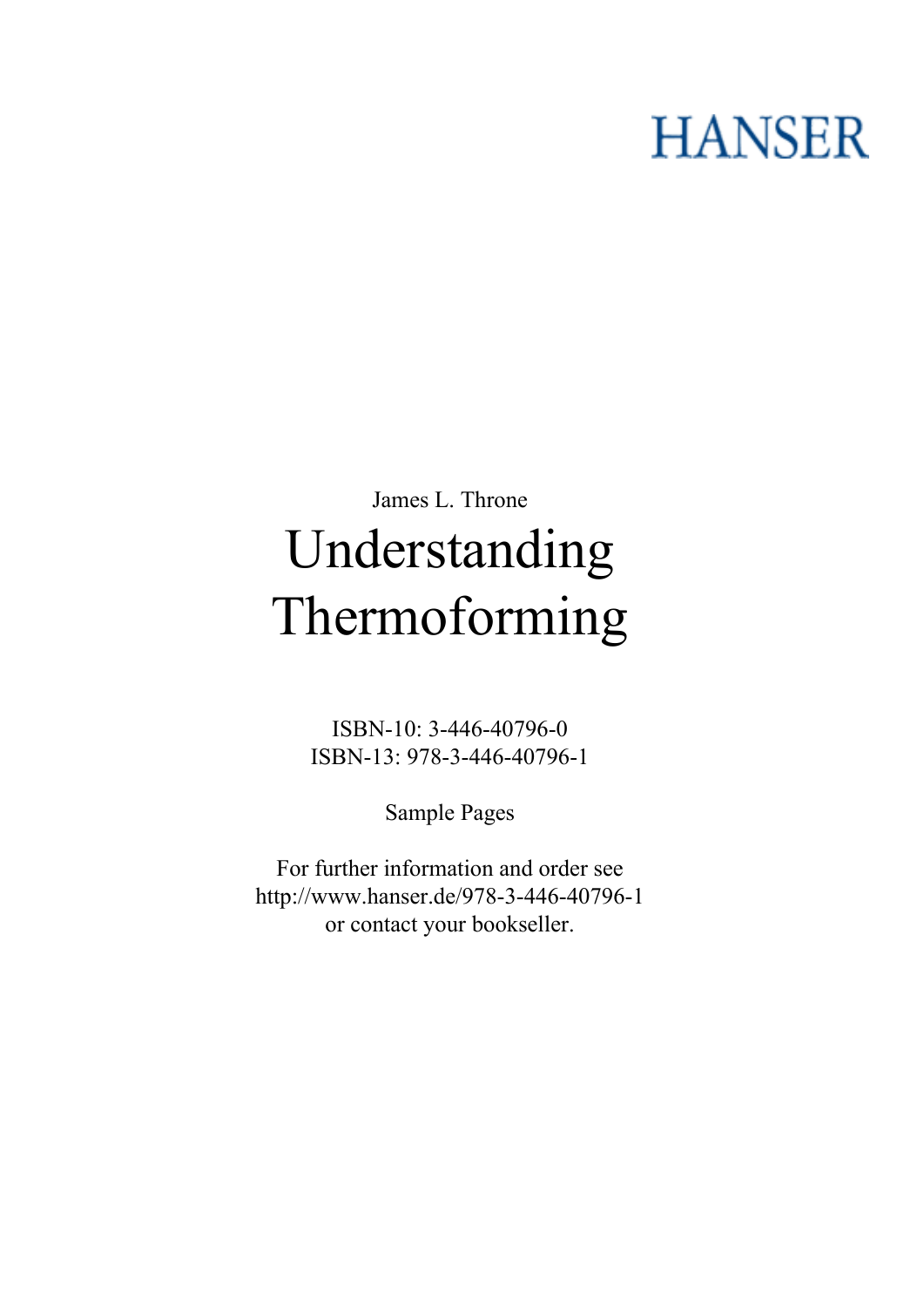HANSER

James L. Throne

# Understanding Thermoforming

ISBN-10: 3-446-40796-0
ISBN-13: 978-3-446-40796-1

Sample Pages

For further information and order see
http://www.hanser.de/978-3-446-40796-1
or contact your bookseller.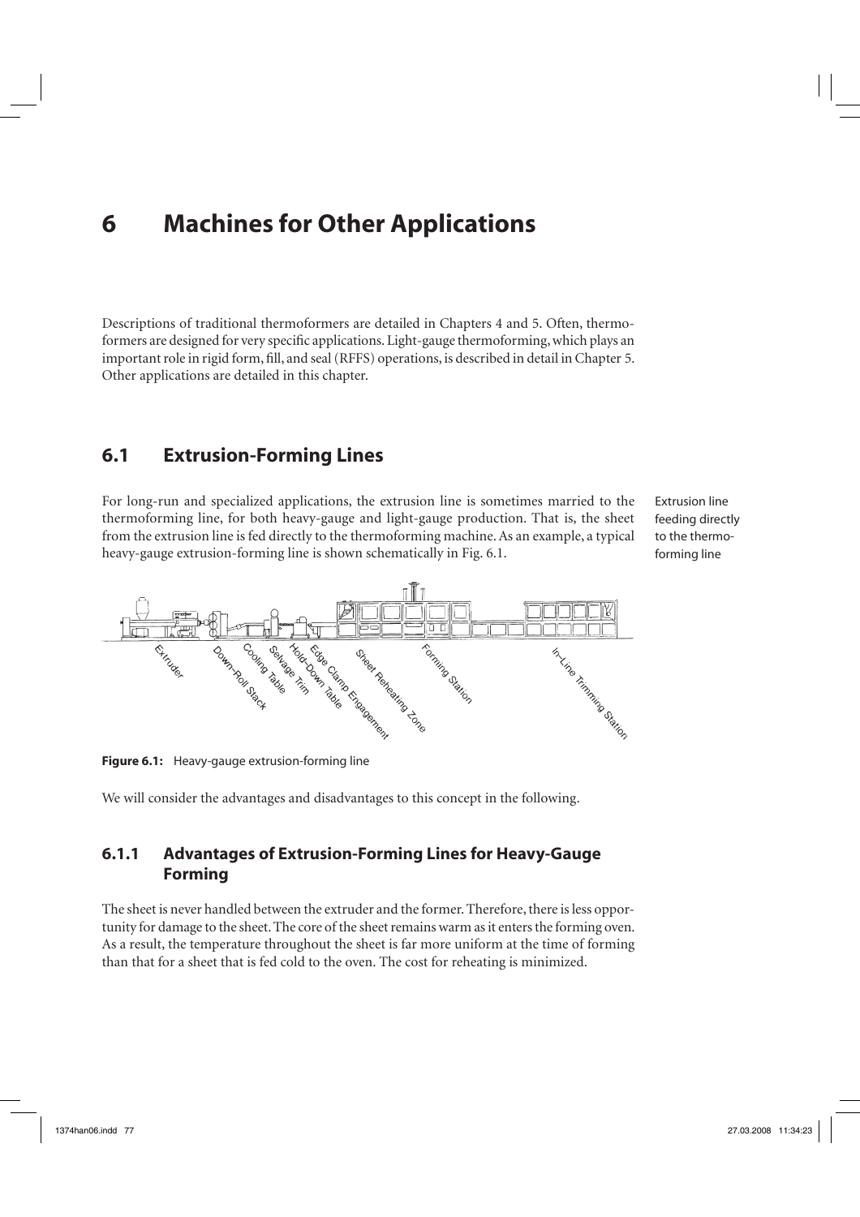# 6 Machines for Other Applications

Descriptions of traditional thermoformers are detailed in Chapters 4 and 5. Often, thermoformers are designed for very specific applications. Light-gauge thermoforming, which plays an important role in rigid form, fill, and seal (RFFS) operations, is described in detail in Chapter 5. Other applications are detailed in this chapter.

## 6.1 Extrusion-Forming Lines

Extrusion line feeding directly to the thermoforming line

For long-run and specialized applications, the extrusion line is sometimes married to the thermoforming line, for both heavy-gauge and light-gauge production. That is, the sheet from the extrusion line is fed directly to the thermoforming machine. As an example, a typical heavy-gauge extrusion-forming line is shown schematically in Fig. 6.1.

**Figure 6.1:** Heavy-gauge extrusion-forming line

We will consider the advantages and disadvantages to this concept in the following.

### 6.1.1 Advantages of Extrusion-Forming Lines for Heavy-Gauge Forming

The sheet is never handled between the extruder and the former. Therefore, there is less opportunity for damage to the sheet. The core of the sheet remains warm as it enters the forming oven. As a result, the temperature throughout the sheet is far more uniform at the time of forming than that for a sheet that is fed cold to the oven. The cost for reheating is minimized.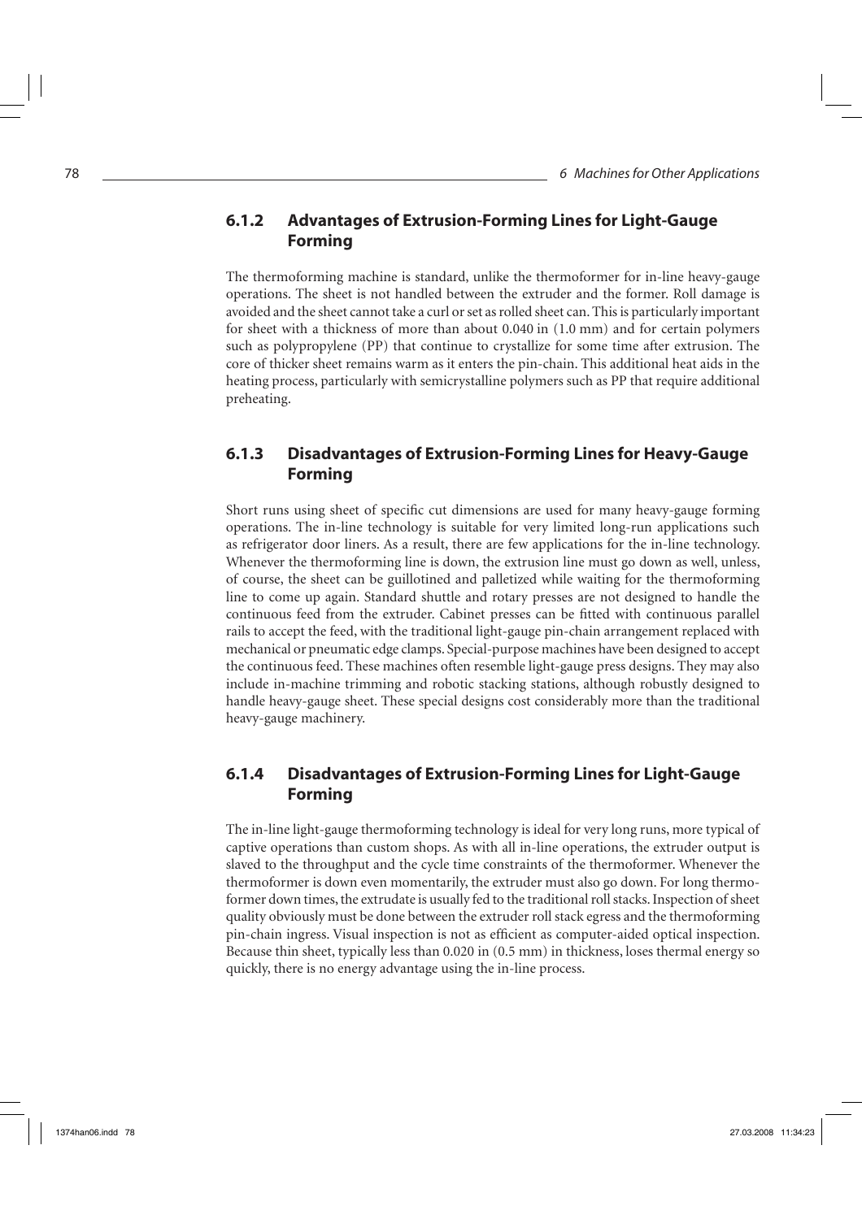### 6.1.2 Advantages of Extrusion-Forming Lines for Light-Gauge Forming

The thermoforming machine is standard, unlike the thermoformer for in-line heavy-gauge operations. The sheet is not handled between the extruder and the former. Roll damage is avoided and the sheet cannot take a curl or set as rolled sheet can. This is particularly important for sheet with a thickness of more than about 0.040 in (1.0 mm) and for certain polymers such as polypropylene (PP) that continue to crystallize for some time after extrusion. The core of thicker sheet remains warm as it enters the pin-chain. This additional heat aids in the heating process, particularly with semicrystalline polymers such as PP that require additional preheating.

### 6.1.3 Disadvantages of Extrusion-Forming Lines for Heavy-Gauge Forming

Short runs using sheet of specific cut dimensions are used for many heavy-gauge forming operations. The in-line technology is suitable for very limited long-run applications such as refrigerator door liners. As a result, there are few applications for the in-line technology. Whenever the thermoforming line is down, the extrusion line must go down as well, unless, of course, the sheet can be guillotined and palletized while waiting for the thermoforming line to come up again. Standard shuttle and rotary presses are not designed to handle the continuous feed from the extruder. Cabinet presses can be fitted with continuous parallel rails to accept the feed, with the traditional light-gauge pin-chain arrangement replaced with mechanical or pneumatic edge clamps. Special-purpose machines have been designed to accept the continuous feed. These machines often resemble light-gauge press designs. They may also include in-machine trimming and robotic stacking stations, although robustly designed to handle heavy-gauge sheet. These special designs cost considerably more than the traditional heavy-gauge machinery.

### 6.1.4 Disadvantages of Extrusion-Forming Lines for Light-Gauge Forming

The in-line light-gauge thermoforming technology is ideal for very long runs, more typical of captive operations than custom shops. As with all in-line operations, the extruder output is slaved to the throughput and the cycle time constraints of the thermoformer. Whenever the thermoformer is down even momentarily, the extruder must also go down. For long thermoformer down times, the extrudate is usually fed to the traditional roll stacks. Inspection of sheet quality obviously must be done between the extruder roll stack egress and the thermoforming pin-chain ingress. Visual inspection is not as efficient as computer-aided optical inspection. Because thin sheet, typically less than 0.020 in (0.5 mm) in thickness, loses thermal energy so quickly, there is no energy advantage using the in-line process.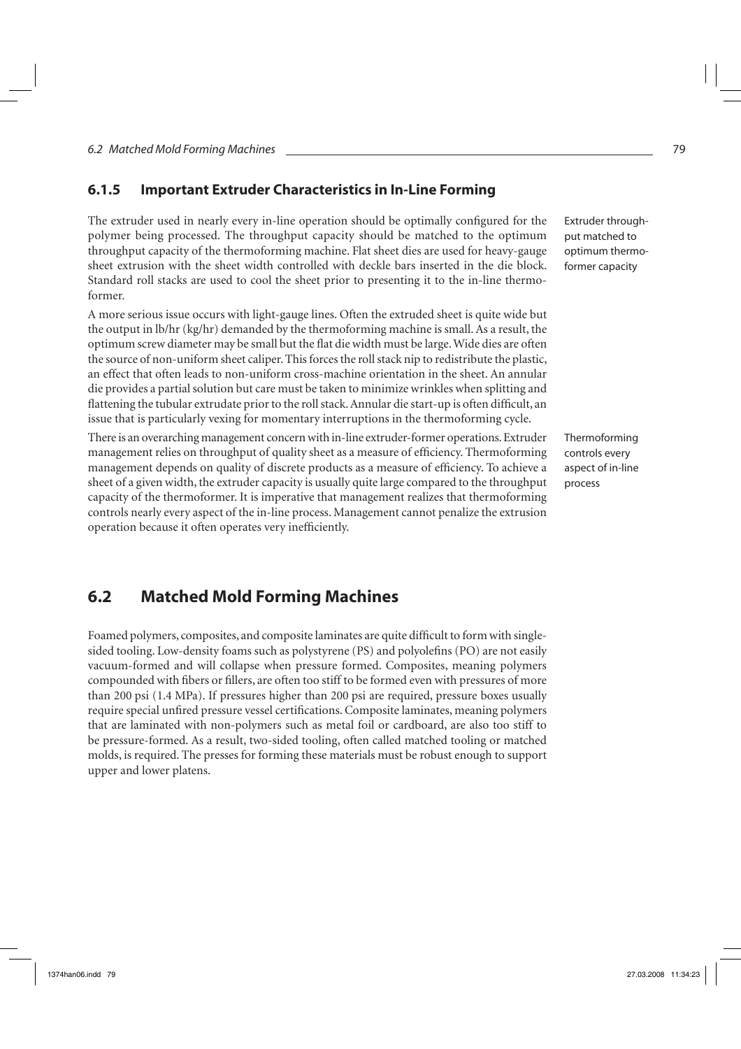### 6.1.5 Important Extruder Characteristics in In-Line Forming

The extruder used in nearly every in-line operation should be optimally configured for the polymer being processed. The throughput capacity should be matched to the optimum throughput capacity of the thermoforming machine. Flat sheet dies are used for heavy-gauge sheet extrusion with the sheet width controlled with deckle bars inserted in the die block. Standard roll stacks are used to cool the sheet prior to presenting it to the in-line thermoformer.

Extruder throughput matched to optimum thermoformer capacity

A more serious issue occurs with light-gauge lines. Often the extruded sheet is quite wide but the output in lb/hr (kg/hr) demanded by the thermoforming machine is small. As a result, the optimum screw diameter may be small but the flat die width must be large. Wide dies are often the source of non-uniform sheet caliper. This forces the roll stack nip to redistribute the plastic, an effect that often leads to non-uniform cross-machine orientation in the sheet. An annular die provides a partial solution but care must be taken to minimize wrinkles when splitting and flattening the tubular extrudate prior to the roll stack. Annular die start-up is often difficult, an issue that is particularly vexing for momentary interruptions in the thermoforming cycle.

There is an overarching management concern with in-line extruder-former operations. Extruder management relies on throughput of quality sheet as a measure of efficiency. Thermoforming management depends on quality of discrete products as a measure of efficiency. To achieve a sheet of a given width, the extruder capacity is usually quite large compared to the throughput capacity of the thermoformer. It is imperative that management realizes that thermoforming controls nearly every aspect of the in-line process. Management cannot penalize the extrusion operation because it often operates very inefficiently.

Thermoforming controls every aspect of in-line process

## 6.2 Matched Mold Forming Machines

Foamed polymers, composites, and composite laminates are quite difficult to form with single-sided tooling. Low-density foams such as polystyrene (PS) and polyolefins (PO) are not easily vacuum-formed and will collapse when pressure formed. Composites, meaning polymers compounded with fibers or fillers, are often too stiff to be formed even with pressures of more than 200 psi (1.4 MPa). If pressures higher than 200 psi are required, pressure boxes usually require special unfired pressure vessel certifications. Composite laminates, meaning polymers that are laminated with non-polymers such as metal foil or cardboard, are also too stiff to be pressure-formed. As a result, two-sided tooling, often called matched tooling or matched molds, is required. The presses for forming these materials must be robust enough to support upper and lower platens.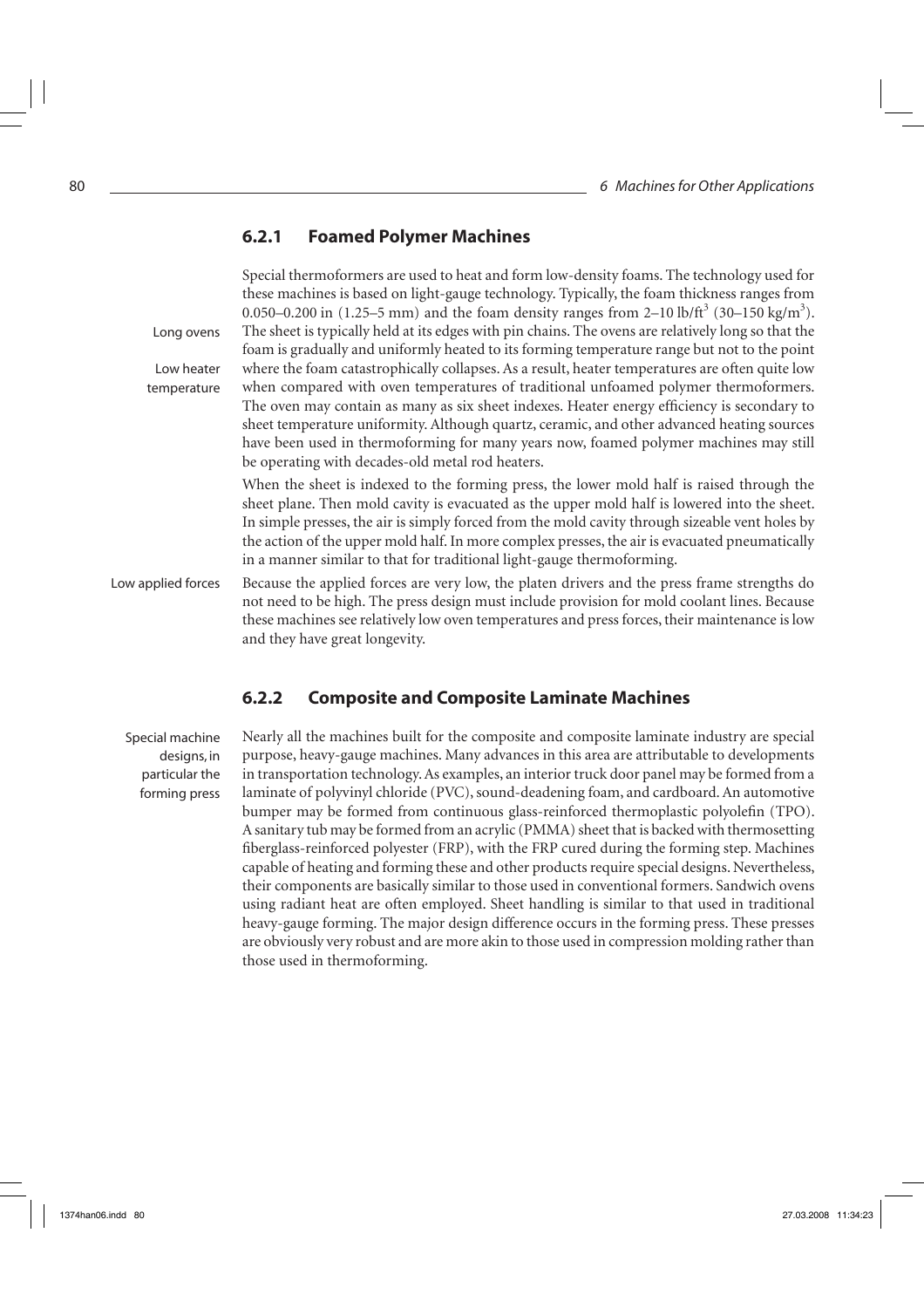### 6.2.1 Foamed Polymer Machines

Special thermoformers are used to heat and form low-density foams. The technology used for these machines is based on light-gauge technology. Typically, the foam thickness ranges from 0.050–0.200 in (1.25–5 mm) and the foam density ranges from 2–10 lb/ft$^3$ (30–150 kg/m$^3$). The sheet is typically held at its edges with pin chains. The ovens are relatively long so that the foam is gradually and uniformly heated to its forming temperature range but not to the point where the foam catastrophically collapses. As a result, heater temperatures are often quite low when compared with oven temperatures of traditional unfoamed polymer thermoformers. The oven may contain as many as six sheet indexes. Heater energy efficiency is secondary to sheet temperature uniformity. Although quartz, ceramic, and other advanced heating sources have been used in thermoforming for many years now, foamed polymer machines may still be operating with decades-old metal rod heaters.

*Long ovens*

*Low heater temperature*

When the sheet is indexed to the forming press, the lower mold half is raised through the sheet plane. Then mold cavity is evacuated as the upper mold half is lowered into the sheet. In simple presses, the air is simply forced from the mold cavity through sizeable vent holes by the action of the upper mold half. In more complex presses, the air is evacuated pneumatically in a manner similar to that for traditional light-gauge thermoforming.

*Low applied forces*

Because the applied forces are very low, the platen drivers and the press frame strengths do not need to be high. The press design must include provision for mold coolant lines. Because these machines see relatively low oven temperatures and press forces, their maintenance is low and they have great longevity.

### 6.2.2 Composite and Composite Laminate Machines

*Special machine designs, in particular the forming press*

Nearly all the machines built for the composite and composite laminate industry are special purpose, heavy-gauge machines. Many advances in this area are attributable to developments in transportation technology. As examples, an interior truck door panel may be formed from a laminate of polyvinyl chloride (PVC), sound-deadening foam, and cardboard. An automotive bumper may be formed from continuous glass-reinforced thermoplastic polyolefin (TPO). A sanitary tub may be formed from an acrylic (PMMA) sheet that is backed with thermosetting fiberglass-reinforced polyester (FRP), with the FRP cured during the forming step. Machines capable of heating and forming these and other products require special designs. Nevertheless, their components are basically similar to those used in conventional formers. Sandwich ovens using radiant heat are often employed. Sheet handling is similar to that used in traditional heavy-gauge forming. The major design difference occurs in the forming press. These presses are obviously very robust and are more akin to those used in compression molding rather than those used in thermoforming.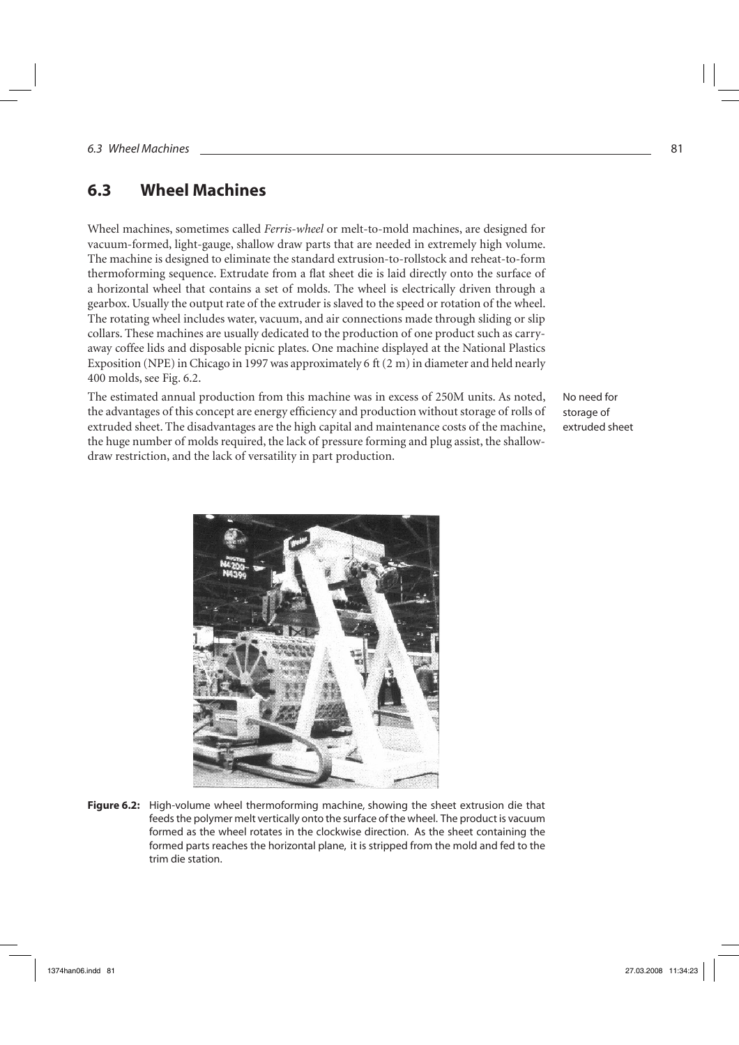## 6.3 Wheel Machines

Wheel machines, sometimes called *Ferris-wheel* or melt-to-mold machines, are designed for vacuum-formed, light-gauge, shallow draw parts that are needed in extremely high volume. The machine is designed to eliminate the standard extrusion-to-rollstock and reheat-to-form thermoforming sequence. Extrudate from a flat sheet die is laid directly onto the surface of a horizontal wheel that contains a set of molds. The wheel is electrically driven through a gearbox. Usually the output rate of the extruder is slaved to the speed or rotation of the wheel. The rotating wheel includes water, vacuum, and air connections made through sliding or slip collars. These machines are usually dedicated to the production of one product such as carry-away coffee lids and disposable picnic plates. One machine displayed at the National Plastics Exposition (NPE) in Chicago in 1997 was approximately 6 ft (2 m) in diameter and held nearly 400 molds, see Fig. 6.2.

The estimated annual production from this machine was in excess of 250M units. As noted, the advantages of this concept are energy efficiency and production without storage of rolls of extruded sheet. The disadvantages are the high capital and maintenance costs of the machine, the huge number of molds required, the lack of pressure forming and plug assist, the shallow-draw restriction, and the lack of versatility in part production.

No need for storage of extruded sheet

**Figure 6.2:** High-volume wheel thermoforming machine, showing the sheet extrusion die that feeds the polymer melt vertically onto the surface of the wheel. The product is vacuum formed as the wheel rotates in the clockwise direction. As the sheet containing the formed parts reaches the horizontal plane, it is stripped from the mold and fed to the trim die station.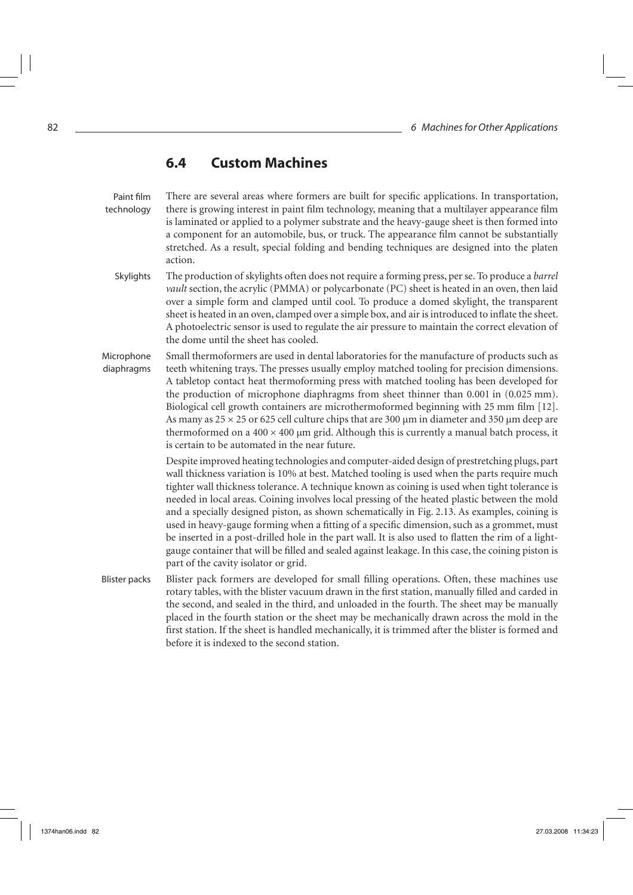## 6.4 Custom Machines

Paint film technology

There are several areas where formers are built for specific applications. In transportation, there is growing interest in paint film technology, meaning that a multilayer appearance film is laminated or applied to a polymer substrate and the heavy-gauge sheet is then formed into a component for an automobile, bus, or truck. The appearance film cannot be substantially stretched. As a result, special folding and bending techniques are designed into the platen action.

Skylights

The production of skylights often does not require a forming press, per se. To produce a *barrel vault* section, the acrylic (PMMA) or polycarbonate (PC) sheet is heated in an oven, then laid over a simple form and clamped until cool. To produce a domed skylight, the transparent sheet is heated in an oven, clamped over a simple box, and air is introduced to inflate the sheet. A photoelectric sensor is used to regulate the air pressure to maintain the correct elevation of the dome until the sheet has cooled.

Microphone diaphragms

Small thermoformers are used in dental laboratories for the manufacture of products such as teeth whitening trays. The presses usually employ matched tooling for precision dimensions. A tabletop contact heat thermoforming press with matched tooling has been developed for the production of microphone diaphragms from sheet thinner than 0.001 in (0.025 mm). Biological cell growth containers are microthermoformed beginning with 25 mm film [12]. As many as $25 \times 25$ or 625 cell culture chips that are 300 μm in diameter and 350 μm deep are thermoformed on a $400 \times 400$ μm grid. Although this is currently a manual batch process, it is certain to be automated in the near future.

Despite improved heating technologies and computer-aided design of prestretching plugs, part wall thickness variation is 10% at best. Matched tooling is used when the parts require much tighter wall thickness tolerance. A technique known as coining is used when tight tolerance is needed in local areas. Coining involves local pressing of the heated plastic between the mold and a specially designed piston, as shown schematically in Fig. 2.13. As examples, coining is used in heavy-gauge forming when a fitting of a specific dimension, such as a grommet, must be inserted in a post-drilled hole in the part wall. It is also used to flatten the rim of a light-gauge container that will be filled and sealed against leakage. In this case, the coining piston is part of the cavity isolator or grid.

Blister packs

Blister pack formers are developed for small filling operations. Often, these machines use rotary tables, with the blister vacuum drawn in the first station, manually filled and carded in the second, and sealed in the third, and unloaded in the fourth. The sheet may be manually placed in the fourth station or the sheet may be mechanically drawn across the mold in the first station. If the sheet is handled mechanically, it is trimmed after the blister is formed and before it is indexed to the second station.